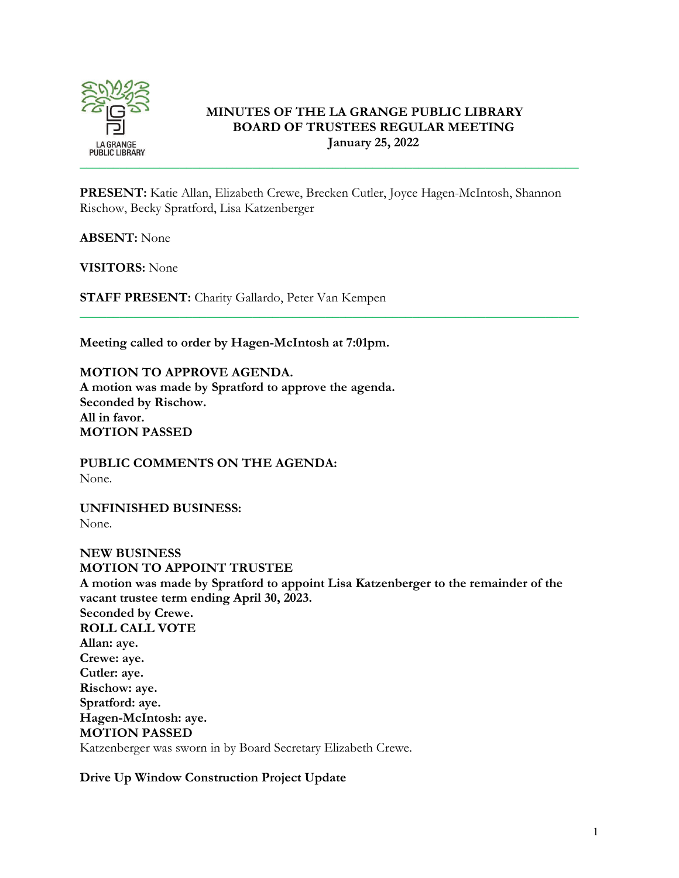# MINUTES OF THE LA GRANGE PUBLIC LIBRARY BOARD OF TRUSTEES REGULAR MEETING

**January 25, 2022**

**PRESENT:** Katie Allan, Elizabeth Crewe, Brecken Cutler, Joyce Hagen-McIntosh, Shannon Rischow, Becky Spratford, Lisa Katzenberger

**ABSENT:** None

**VISITORS:** None

**STAFF PRESENT:** Charity Gallardo, Peter Van Kempen

---

**Meeting called to order by Hagen-McIntosh at 7:01pm.**

**MOTION TO APPROVE AGENDA.**
**A motion was made by Spratford to approve the agenda.**
**Seconded by Rischow.**
**All in favor.**
**MOTION PASSED**

**PUBLIC COMMENTS ON THE AGENDA:**
None.

**UNFINISHED BUSINESS:**
None.

**NEW BUSINESS**
**MOTION TO APPOINT TRUSTEE**
**A motion was made by Spratford to appoint Lisa Katzenberger to the remainder of the vacant trustee term ending April 30, 2023.**
**Seconded by Crewe.**
**ROLL CALL VOTE**
**Allan: aye.**
**Crewe: aye.**
**Cutler: aye.**
**Rischow: aye.**
**Spratford: aye.**
**Hagen-McIntosh: aye.**
**MOTION PASSED**
Katzenberger was sworn in by Board Secretary Elizabeth Crewe.

**Drive Up Window Construction Project Update**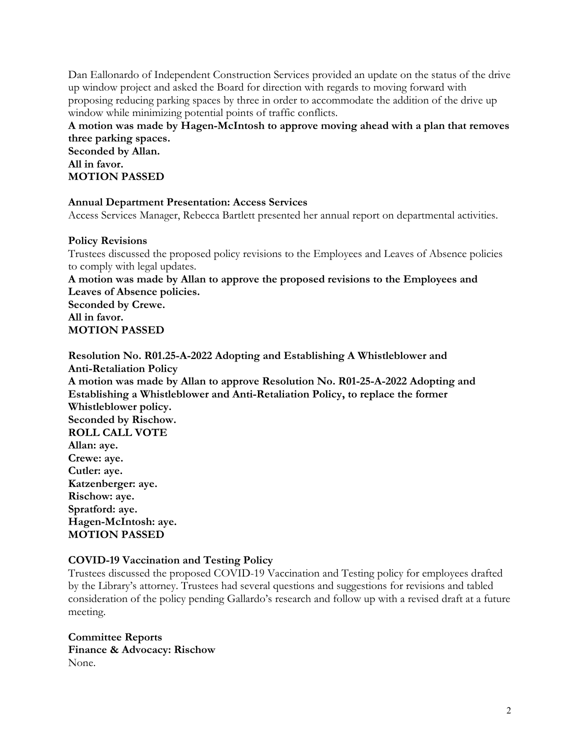Dan Eallonardo of Independent Construction Services provided an update on the status of the drive up window project and asked the Board for direction with regards to moving forward with proposing reducing parking spaces by three in order to accommodate the addition of the drive up window while minimizing potential points of traffic conflicts.

**A motion was made by Hagen-McIntosh to approve moving ahead with a plan that removes three parking spaces.**
**Seconded by Allan.**
**All in favor.**
**MOTION PASSED**

**Annual Department Presentation: Access Services**
Access Services Manager, Rebecca Bartlett presented her annual report on departmental activities.

**Policy Revisions**
Trustees discussed the proposed policy revisions to the Employees and Leaves of Absence policies to comply with legal updates.

**A motion was made by Allan to approve the proposed revisions to the Employees and Leaves of Absence policies.**
**Seconded by Crewe.**
**All in favor.**
**MOTION PASSED**

**Resolution No. R01.25-A-2022 Adopting and Establishing A Whistleblower and Anti-Retaliation Policy**
**A motion was made by Allan to approve Resolution No. R01-25-A-2022 Adopting and Establishing a Whistleblower and Anti-Retaliation Policy, to replace the former Whistleblower policy.**
**Seconded by Rischow.**
**ROLL CALL VOTE**
**Allan: aye.**
**Crewe: aye.**
**Cutler: aye.**
**Katzenberger: aye.**
**Rischow: aye.**
**Spratford: aye.**
**Hagen-McIntosh: aye.**
**MOTION PASSED**

**COVID-19 Vaccination and Testing Policy**
Trustees discussed the proposed COVID-19 Vaccination and Testing policy for employees drafted by the Library's attorney. Trustees had several questions and suggestions for revisions and tabled consideration of the policy pending Gallardo's research and follow up with a revised draft at a future meeting.

**Committee Reports**
**Finance & Advocacy: Rischow**
None.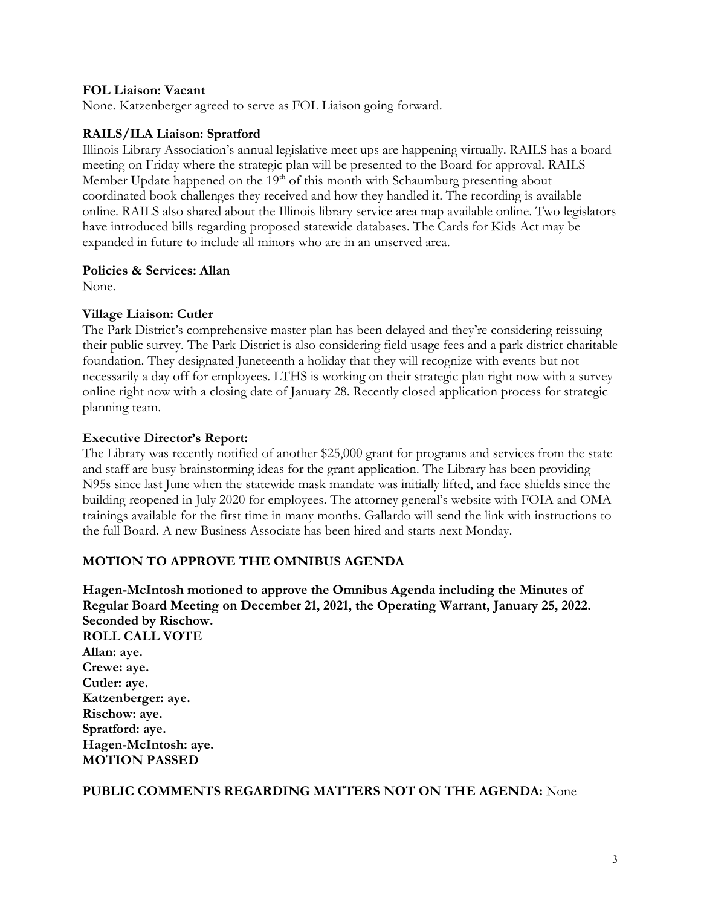**FOL Liaison: Vacant**

None. Katzenberger agreed to serve as FOL Liaison going forward.

**RAILS/ILA Liaison: Spratford**

Illinois Library Association's annual legislative meet ups are happening virtually. RAILS has a board meeting on Friday where the strategic plan will be presented to the Board for approval. RAILS Member Update happened on the 19th of this month with Schaumburg presenting about coordinated book challenges they received and how they handled it. The recording is available online. RAILS also shared about the Illinois library service area map available online. Two legislators have introduced bills regarding proposed statewide databases. The Cards for Kids Act may be expanded in future to include all minors who are in an unserved area.

**Policies & Services: Allan**

None.

**Village Liaison: Cutler**

The Park District's comprehensive master plan has been delayed and they're considering reissuing their public survey. The Park District is also considering field usage fees and a park district charitable foundation. They designated Juneteenth a holiday that they will recognize with events but not necessarily a day off for employees. LTHS is working on their strategic plan right now with a survey online right now with a closing date of January 28. Recently closed application process for strategic planning team.

**Executive Director's Report:**

The Library was recently notified of another $25,000 grant for programs and services from the state and staff are busy brainstorming ideas for the grant application. The Library has been providing N95s since last June when the statewide mask mandate was initially lifted, and face shields since the building reopened in July 2020 for employees. The attorney general's website with FOIA and OMA trainings available for the first time in many months. Gallardo will send the link with instructions to the full Board. A new Business Associate has been hired and starts next Monday.

## MOTION TO APPROVE THE OMNIBUS AGENDA

**Hagen-McIntosh motioned to approve the Omnibus Agenda including the Minutes of Regular Board Meeting on December 21, 2021, the Operating Warrant, January 25, 2022. Seconded by Rischow.**
**ROLL CALL VOTE**
**Allan: aye.**
**Crewe: aye.**
**Cutler: aye.**
**Katzenberger: aye.**
**Rischow: aye.**
**Spratford: aye.**
**Hagen-McIntosh: aye.**
**MOTION PASSED**

**PUBLIC COMMENTS REGARDING MATTERS NOT ON THE AGENDA:** None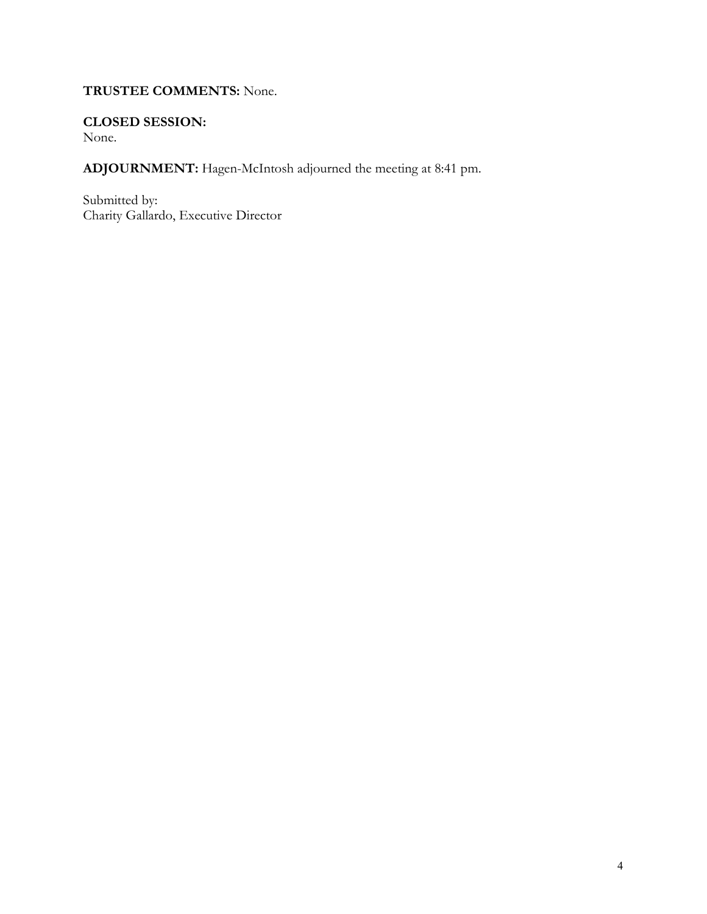**TRUSTEE COMMENTS:** None.

**CLOSED SESSION:**
None.

**ADJOURNMENT:** Hagen-McIntosh adjourned the meeting at 8:41 pm.

Submitted by:
Charity Gallardo, Executive Director